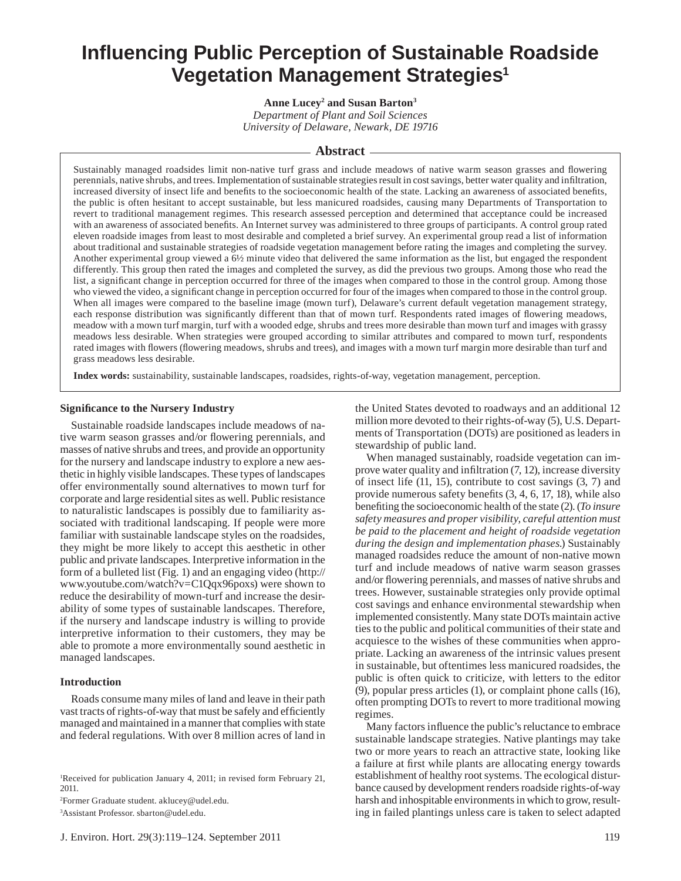# Influencing Public Perception of Sustainable Roadside Vegetation Management Strategies[1]

**Anne Lucey[2] and Susan Barton[3]**
*Department of Plant and Soil Sciences*
*University of Delaware, Newark, DE 19716*

## Abstract

Sustainably managed roadsides limit non-native turf grass and include meadows of native warm season grasses and flowering perennials, native shrubs, and trees. Implementation of sustainable strategies result in cost savings, better water quality and infiltration, increased diversity of insect life and benefits to the socioeconomic health of the state. Lacking an awareness of associated benefits, the public is often hesitant to accept sustainable, but less manicured roadsides, causing many Departments of Transportation to revert to traditional management regimes. This research assessed perception and determined that acceptance could be increased with an awareness of associated benefits. An Internet survey was administered to three groups of participants. A control group rated eleven roadside images from least to most desirable and completed a brief survey. An experimental group read a list of information about traditional and sustainable strategies of roadside vegetation management before rating the images and completing the survey. Another experimental group viewed a 6½ minute video that delivered the same information as the list, but engaged the respondent differently. This group then rated the images and completed the survey, as did the previous two groups. Among those who read the list, a significant change in perception occurred for three of the images when compared to those in the control group. Among those who viewed the video, a significant change in perception occurred for four of the images when compared to those in the control group. When all images were compared to the baseline image (mown turf), Delaware's current default vegetation management strategy, each response distribution was significantly different than that of mown turf. Respondents rated images of flowering meadows, meadow with a mown turf margin, turf with a wooded edge, shrubs and trees more desirable than mown turf and images with grassy meadows less desirable. When strategies were grouped according to similar attributes and compared to mown turf, respondents rated images with flowers (flowering meadows, shrubs and trees), and images with a mown turf margin more desirable than turf and grass meadows less desirable.

**Index words:** sustainability, sustainable landscapes, roadsides, rights-of-way, vegetation management, perception.

### Significance to the Nursery Industry

Sustainable roadside landscapes include meadows of native warm season grasses and/or flowering perennials, and masses of native shrubs and trees, and provide an opportunity for the nursery and landscape industry to explore a new aesthetic in highly visible landscapes. These types of landscapes offer environmentally sound alternatives to mown turf for corporate and large residential sites as well. Public resistance to naturalistic landscapes is possibly due to familiarity associated with traditional landscaping. If people were more familiar with sustainable landscape styles on the roadsides, they might be more likely to accept this aesthetic in other public and private landscapes. Interpretive information in the form of a bulleted list (Fig. 1) and an engaging video (http://www.youtube.com/watch?v=C1Qqx96poxs) were shown to reduce the desirability of mown-turf and increase the desirability of some types of sustainable landscapes. Therefore, if the nursery and landscape industry is willing to provide interpretive information to their customers, they may be able to promote a more environmentally sound aesthetic in managed landscapes.

### Introduction

Roads consume many miles of land and leave in their path vast tracts of rights-of-way that must be safely and efficiently managed and maintained in a manner that complies with state and federal regulations. With over 8 million acres of land in the United States devoted to roadways and an additional 12 million more devoted to their rights-of-way (5), U.S. Departments of Transportation (DOTs) are positioned as leaders in stewardship of public land.

When managed sustainably, roadside vegetation can improve water quality and infiltration (7, 12), increase diversity of insect life (11, 15), contribute to cost savings (3, 7) and provide numerous safety benefits (3, 4, 6, 17, 18), while also benefiting the socioeconomic health of the state (2). (*To insure safety measures and proper visibility, careful attention must be paid to the placement and height of roadside vegetation during the design and implementation phases.*) Sustainably managed roadsides reduce the amount of non-native mown turf and include meadows of native warm season grasses and/or flowering perennials, and masses of native shrubs and trees. However, sustainable strategies only provide optimal cost savings and enhance environmental stewardship when implemented consistently. Many state DOTs maintain active ties to the public and political communities of their state and acquiesce to the wishes of these communities when appropriate. Lacking an awareness of the intrinsic values present in sustainable, but oftentimes less manicured roadsides, the public is often quick to criticize, with letters to the editor (9), popular press articles (1), or complaint phone calls (16), often prompting DOTs to revert to more traditional mowing regimes.

Many factors influence the public's reluctance to embrace sustainable landscape strategies. Native plantings may take two or more years to reach an attractive state, looking like a failure at first while plants are allocating energy towards establishment of healthy root systems. The ecological disturbance caused by development renders roadside rights-of-way harsh and inhospitable environments in which to grow, resulting in failed plantings unless care is taken to select adapted

[1]Received for publication January 4, 2011; in revised form February 21, 2011.

[2]Former Graduate student. aklucey@udel.edu.

[3]Assistant Professor. sbarton@udel.edu.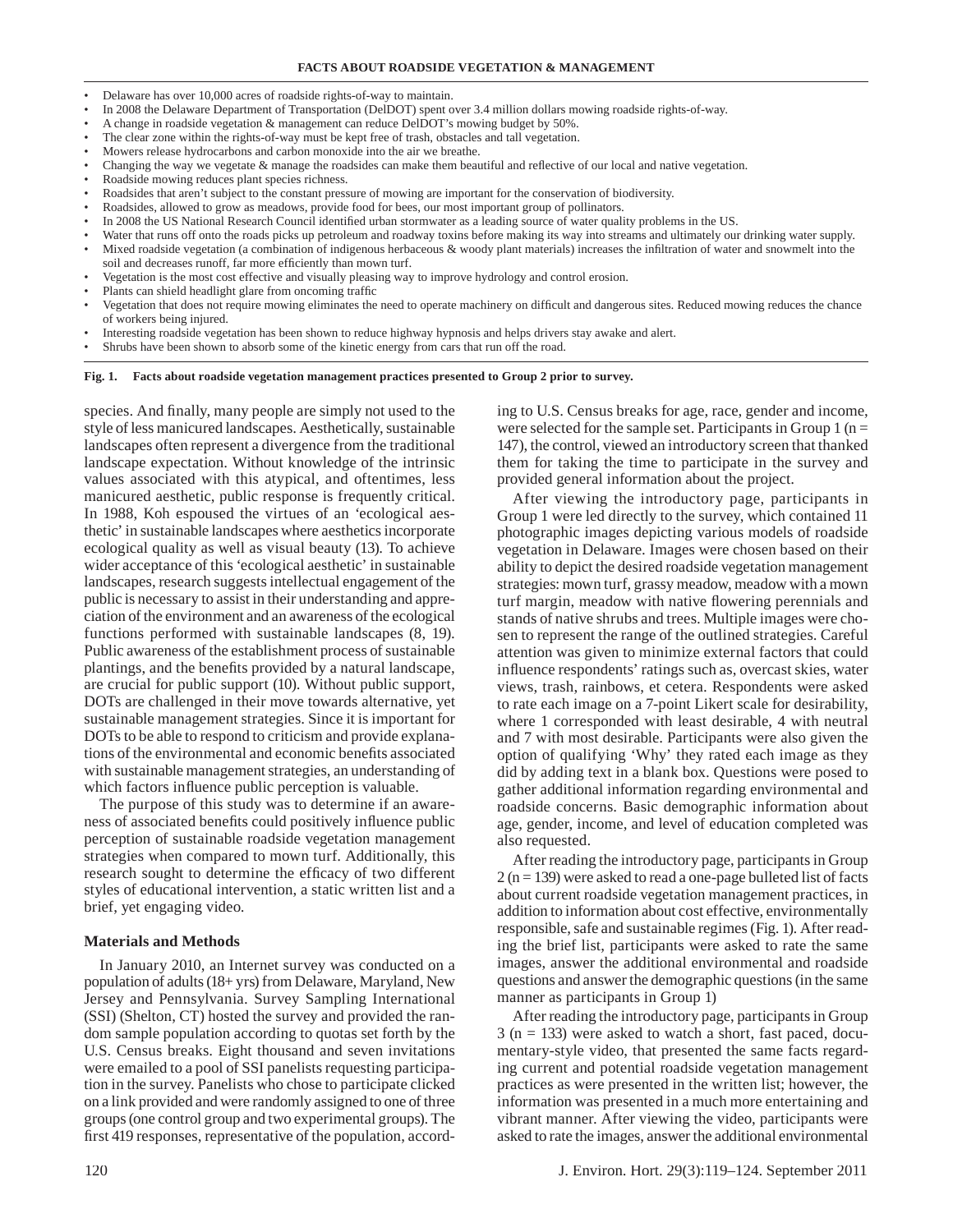**FACTS ABOUT ROADSIDE VEGETATION & MANAGEMENT**

- Delaware has over 10,000 acres of roadside rights-of-way to maintain.
- In 2008 the Delaware Department of Transportation (DelDOT) spent over 3.4 million dollars mowing roadside rights-of-way.
- A change in roadside vegetation & management can reduce DelDOT's mowing budget by 50%.
- The clear zone within the rights-of-way must be kept free of trash, obstacles and tall vegetation.
- Mowers release hydrocarbons and carbon monoxide into the air we breathe.
- Changing the way we vegetate & manage the roadsides can make them beautiful and reflective of our local and native vegetation.
- Roadside mowing reduces plant species richness.
- Roadsides that aren't subject to the constant pressure of mowing are important for the conservation of biodiversity.
- Roadsides, allowed to grow as meadows, provide food for bees, our most important group of pollinators.
- In 2008 the US National Research Council identified urban stormwater as a leading source of water quality problems in the US.
- Water that runs off onto the roads picks up petroleum and roadway toxins before making its way into streams and ultimately our drinking water supply.
- Mixed roadside vegetation (a combination of indigenous herbaceous & woody plant materials) increases the infiltration of water and snowmelt into the soil and decreases runoff, far more efficiently than mown turf.
- Vegetation is the most cost effective and visually pleasing way to improve hydrology and control erosion.
- Plants can shield headlight glare from oncoming traffic
- Vegetation that does not require mowing eliminates the need to operate machinery on difficult and dangerous sites. Reduced mowing reduces the chance of workers being injured.
- Interesting roadside vegetation has been shown to reduce highway hypnosis and helps drivers stay awake and alert.
- Shrubs have been shown to absorb some of the kinetic energy from cars that run off the road.

**Fig. 1. Facts about roadside vegetation management practices presented to Group 2 prior to survey.**

species. And finally, many people are simply not used to the style of less manicured landscapes. Aesthetically, sustainable landscapes often represent a divergence from the traditional landscape expectation. Without knowledge of the intrinsic values associated with this atypical, and oftentimes, less manicured aesthetic, public response is frequently critical. In 1988, Koh espoused the virtues of an 'ecological aesthetic' in sustainable landscapes where aesthetics incorporate ecological quality as well as visual beauty (13). To achieve wider acceptance of this 'ecological aesthetic' in sustainable landscapes, research suggests intellectual engagement of the public is necessary to assist in their understanding and appreciation of the environment and an awareness of the ecological functions performed with sustainable landscapes (8, 19). Public awareness of the establishment process of sustainable plantings, and the benefits provided by a natural landscape, are crucial for public support (10). Without public support, DOTs are challenged in their move towards alternative, yet sustainable management strategies. Since it is important for DOTs to be able to respond to criticism and provide explanations of the environmental and economic benefits associated with sustainable management strategies, an understanding of which factors influence public perception is valuable.

The purpose of this study was to determine if an awareness of associated benefits could positively influence public perception of sustainable roadside vegetation management strategies when compared to mown turf. Additionally, this research sought to determine the efficacy of two different styles of educational intervention, a static written list and a brief, yet engaging video.

## Materials and Methods

In January 2010, an Internet survey was conducted on a population of adults (18+ yrs) from Delaware, Maryland, New Jersey and Pennsylvania. Survey Sampling International (SSI) (Shelton, CT) hosted the survey and provided the random sample population according to quotas set forth by the U.S. Census breaks. Eight thousand and seven invitations were emailed to a pool of SSI panelists requesting participation in the survey. Panelists who chose to participate clicked on a link provided and were randomly assigned to one of three groups (one control group and two experimental groups). The first 419 responses, representative of the population, according to U.S. Census breaks for age, race, gender and income, were selected for the sample set. Participants in Group 1 (n = 147), the control, viewed an introductory screen that thanked them for taking the time to participate in the survey and provided general information about the project.

After viewing the introductory page, participants in Group 1 were led directly to the survey, which contained 11 photographic images depicting various models of roadside vegetation in Delaware. Images were chosen based on their ability to depict the desired roadside vegetation management strategies: mown turf, grassy meadow, meadow with a mown turf margin, meadow with native flowering perennials and stands of native shrubs and trees. Multiple images were chosen to represent the range of the outlined strategies. Careful attention was given to minimize external factors that could influence respondents' ratings such as, overcast skies, water views, trash, rainbows, et cetera. Respondents were asked to rate each image on a 7-point Likert scale for desirability, where 1 corresponded with least desirable, 4 with neutral and 7 with most desirable. Participants were also given the option of qualifying 'Why' they rated each image as they did by adding text in a blank box. Questions were posed to gather additional information regarding environmental and roadside concerns. Basic demographic information about age, gender, income, and level of education completed was also requested.

After reading the introductory page, participants in Group 2 (n = 139) were asked to read a one-page bulleted list of facts about current roadside vegetation management practices, in addition to information about cost effective, environmentally responsible, safe and sustainable regimes (Fig. 1). After reading the brief list, participants were asked to rate the same images, answer the additional environmental and roadside questions and answer the demographic questions (in the same manner as participants in Group 1)

After reading the introductory page, participants in Group 3 (n = 133) were asked to watch a short, fast paced, documentary-style video, that presented the same facts regarding current and potential roadside vegetation management practices as were presented in the written list; however, the information was presented in a much more entertaining and vibrant manner. After viewing the video, participants were asked to rate the images, answer the additional environmental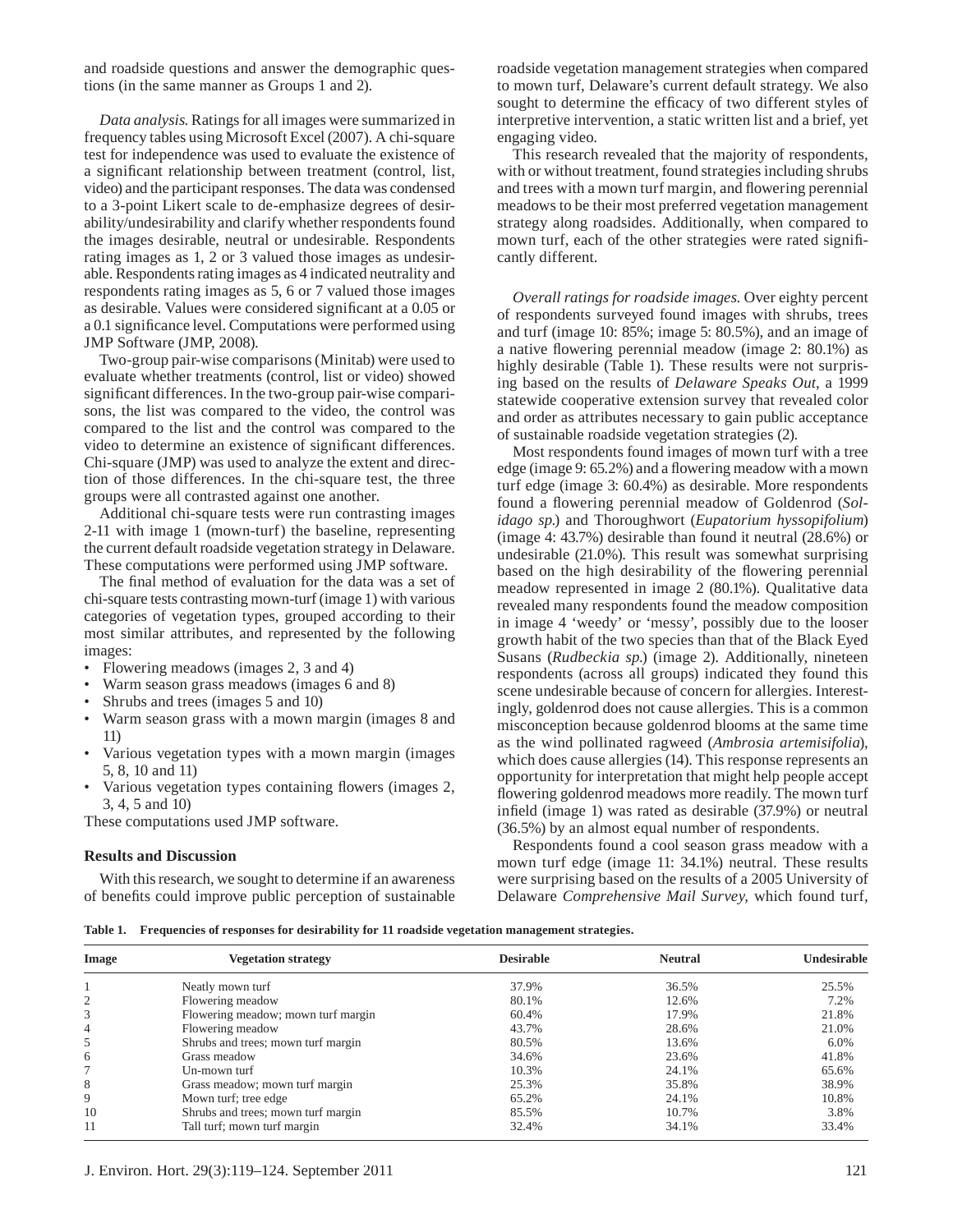and roadside questions and answer the demographic questions (in the same manner as Groups 1 and 2).

*Data analysis.* Ratings for all images were summarized in frequency tables using Microsoft Excel (2007). A chi-square test for independence was used to evaluate the existence of a significant relationship between treatment (control, list, video) and the participant responses. The data was condensed to a 3-point Likert scale to de-emphasize degrees of desirability/undesirability and clarify whether respondents found the images desirable, neutral or undesirable. Respondents rating images as 1, 2 or 3 valued those images as undesirable. Respondents rating images as 4 indicated neutrality and respondents rating images as 5, 6 or 7 valued those images as desirable. Values were considered significant at a 0.05 or a 0.1 significance level. Computations were performed using JMP Software (JMP, 2008).

Two-group pair-wise comparisons (Minitab) were used to evaluate whether treatments (control, list or video) showed significant differences. In the two-group pair-wise comparisons, the list was compared to the video, the control was compared to the list and the control was compared to the video to determine an existence of significant differences. Chi-square (JMP) was used to analyze the extent and direction of those differences. In the chi-square test, the three groups were all contrasted against one another.

Additional chi-square tests were run contrasting images 2-11 with image 1 (mown-turf) the baseline, representing the current default roadside vegetation strategy in Delaware. These computations were performed using JMP software.

The final method of evaluation for the data was a set of chi-square tests contrasting mown-turf (image 1) with various categories of vegetation types, grouped according to their most similar attributes, and represented by the following images:

- Flowering meadows (images 2, 3 and 4)
- Warm season grass meadows (images 6 and 8)
- Shrubs and trees (images 5 and 10)
- Warm season grass with a mown margin (images 8 and 11)
- Various vegetation types with a mown margin (images 5, 8, 10 and 11)
- Various vegetation types containing flowers (images 2, 3, 4, 5 and 10)

These computations used JMP software.

### Results and Discussion

With this research, we sought to determine if an awareness of benefits could improve public perception of sustainable roadside vegetation management strategies when compared to mown turf, Delaware's current default strategy. We also sought to determine the efficacy of two different styles of interpretive intervention, a static written list and a brief, yet engaging video.

This research revealed that the majority of respondents, with or without treatment, found strategies including shrubs and trees with a mown turf margin, and flowering perennial meadows to be their most preferred vegetation management strategy along roadsides. Additionally, when compared to mown turf, each of the other strategies were rated significantly different.

*Overall ratings for roadside images.* Over eighty percent of respondents surveyed found images with shrubs, trees and turf (image 10: 85%; image 5: 80.5%), and an image of a native flowering perennial meadow (image 2: 80.1%) as highly desirable (Table 1). These results were not surprising based on the results of *Delaware Speaks Out*, a 1999 statewide cooperative extension survey that revealed color and order as attributes necessary to gain public acceptance of sustainable roadside vegetation strategies (2).

Most respondents found images of mown turf with a tree edge (image 9: 65.2%) and a flowering meadow with a mown turf edge (image 3: 60.4%) as desirable. More respondents found a flowering perennial meadow of Goldenrod (*Solidago sp.*) and Thoroughwort (*Eupatorium hyssopifolium*) (image 4: 43.7%) desirable than found it neutral (28.6%) or undesirable (21.0%). This result was somewhat surprising based on the high desirability of the flowering perennial meadow represented in image 2 (80.1%). Qualitative data revealed many respondents found the meadow composition in image 4 'weedy' or 'messy', possibly due to the looser growth habit of the two species than that of the Black Eyed Susans (*Rudbeckia sp.*) (image 2). Additionally, nineteen respondents (across all groups) indicated they found this scene undesirable because of concern for allergies. Interestingly, goldenrod does not cause allergies. This is a common misconception because goldenrod blooms at the same time as the wind pollinated ragweed (*Ambrosia artemisifolia*), which does cause allergies (14). This response represents an opportunity for interpretation that might help people accept flowering goldenrod meadows more readily. The mown turf infield (image 1) was rated as desirable (37.9%) or neutral (36.5%) by an almost equal number of respondents.

Respondents found a cool season grass meadow with a mown turf edge (image 11: 34.1%) neutral. These results were surprising based on the results of a 2005 University of Delaware *Comprehensive Mail Survey*, which found turf,

**Table 1. Frequencies of responses for desirability for 11 roadside vegetation management strategies.**

| Image | Vegetation strategy | Desirable | Neutral | Undesirable |
|---|---|---|---|---|
| 1 | Neatly mown turf | 37.9% | 36.5% | 25.5% |
| 2 | Flowering meadow | 80.1% | 12.6% | 7.2% |
| 3 | Flowering meadow; mown turf margin | 60.4% | 17.9% | 21.8% |
| 4 | Flowering meadow | 43.7% | 28.6% | 21.0% |
| 5 | Shrubs and trees; mown turf margin | 80.5% | 13.6% | 6.0% |
| 6 | Grass meadow | 34.6% | 23.6% | 41.8% |
| 7 | Un-mown turf | 10.3% | 24.1% | 65.6% |
| 8 | Grass meadow; mown turf margin | 25.3% | 35.8% | 38.9% |
| 9 | Mown turf; tree edge | 65.2% | 24.1% | 10.8% |
| 10 | Shrubs and trees; mown turf margin | 85.5% | 10.7% | 3.8% |
| 11 | Tall turf; mown turf margin | 32.4% | 34.1% | 33.4% |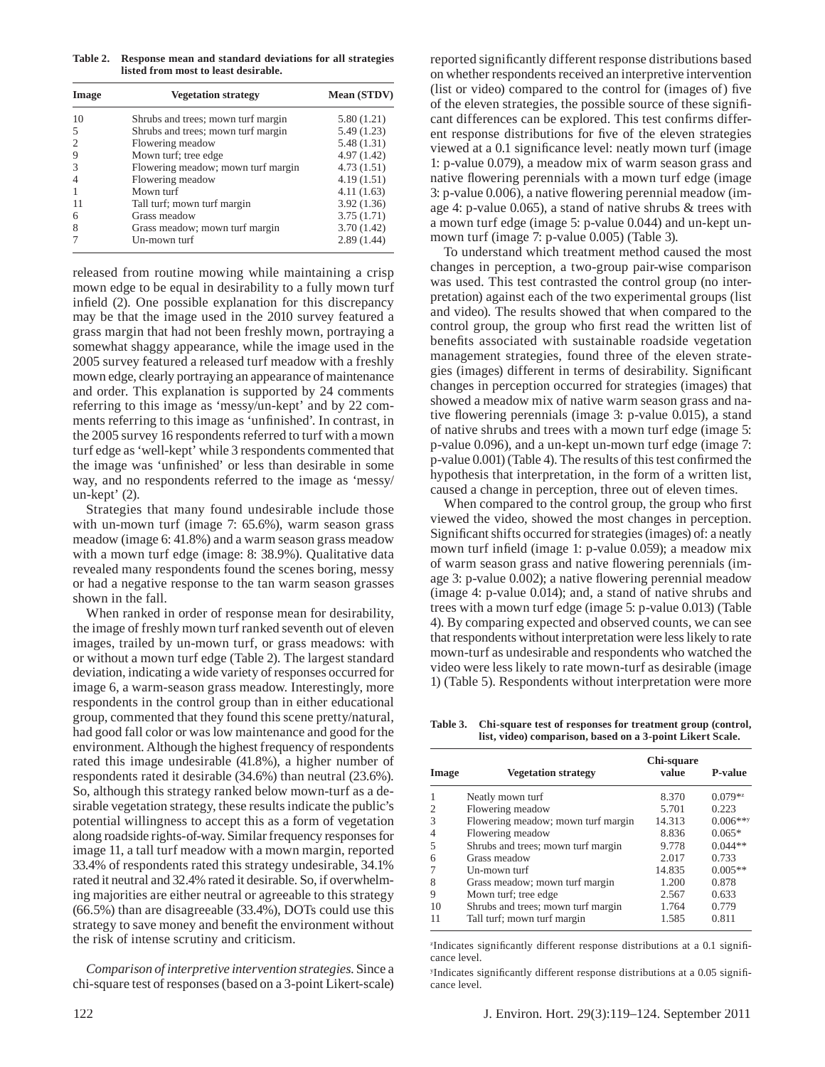**Table 2. Response mean and standard deviations for all strategies listed from most to least desirable.**

| Image | Vegetation strategy | Mean (STDV) |
|---|---|---|
| 10 | Shrubs and trees; mown turf margin | 5.80 (1.21) |
| 5 | Shrubs and trees; mown turf margin | 5.49 (1.23) |
| 2 | Flowering meadow | 5.48 (1.31) |
| 9 | Mown turf; tree edge | 4.97 (1.42) |
| 3 | Flowering meadow; mown turf margin | 4.73 (1.51) |
| 4 | Flowering meadow | 4.19 (1.51) |
| 1 | Mown turf | 4.11 (1.63) |
| 11 | Tall turf; mown turf margin | 3.92 (1.36) |
| 6 | Grass meadow | 3.75 (1.71) |
| 8 | Grass meadow; mown turf margin | 3.70 (1.42) |
| 7 | Un-mown turf | 2.89 (1.44) |

released from routine mowing while maintaining a crisp mown edge to be equal in desirability to a fully mown turf infield (2). One possible explanation for this discrepancy may be that the image used in the 2010 survey featured a grass margin that had not been freshly mown, portraying a somewhat shaggy appearance, while the image used in the 2005 survey featured a released turf meadow with a freshly mown edge, clearly portraying an appearance of maintenance and order. This explanation is supported by 24 comments referring to this image as 'messy/un-kept' and by 22 comments referring to this image as 'unfinished'. In contrast, in the 2005 survey 16 respondents referred to turf with a mown turf edge as 'well-kept' while 3 respondents commented that the image was 'unfinished' or less than desirable in some way, and no respondents referred to the image as 'messy/un-kept' (2).

Strategies that many found undesirable include those with un-mown turf (image 7: 65.6%), warm season grass meadow (image 6: 41.8%) and a warm season grass meadow with a mown turf edge (image: 8: 38.9%). Qualitative data revealed many respondents found the scenes boring, messy or had a negative response to the tan warm season grasses shown in the fall.

When ranked in order of response mean for desirability, the image of freshly mown turf ranked seventh out of eleven images, trailed by un-mown turf, or grass meadows: with or without a mown turf edge (Table 2). The largest standard deviation, indicating a wide variety of responses occurred for image 6, a warm-season grass meadow. Interestingly, more respondents in the control group than in either educational group, commented that they found this scene pretty/natural, had good fall color or was low maintenance and good for the environment. Although the highest frequency of respondents rated this image undesirable (41.8%), a higher number of respondents rated it desirable (34.6%) than neutral (23.6%). So, although this strategy ranked below mown-turf as a desirable vegetation strategy, these results indicate the public's potential willingness to accept this as a form of vegetation along roadside rights-of-way. Similar frequency responses for image 11, a tall turf meadow with a mown margin, reported 33.4% of respondents rated this strategy undesirable, 34.1% rated it neutral and 32.4% rated it desirable. So, if overwhelming majorities are either neutral or agreeable to this strategy (66.5%) than are disagreeable (33.4%), DOTs could use this strategy to save money and benefit the environment without the risk of intense scrutiny and criticism.

*Comparison of interpretive intervention strategies.* Since a chi-square test of responses (based on a 3-point Likert-scale) reported significantly different response distributions based on whether respondents received an interpretive intervention (list or video) compared to the control for (images of) five of the eleven strategies, the possible source of these significant differences can be explored. This test confirms different response distributions for five of the eleven strategies viewed at a 0.1 significance level: neatly mown turf (image 1: p-value 0.079), a meadow mix of warm season grass and native flowering perennials with a mown turf edge (image 3: p-value 0.006), a native flowering perennial meadow (image 4: p-value 0.065), a stand of native shrubs & trees with a mown turf edge (image 5: p-value 0.044) and un-kept un-mown turf (image 7: p-value 0.005) (Table 3).

To understand which treatment method caused the most changes in perception, a two-group pair-wise comparison was used. This test contrasted the control group (no interpretation) against each of the two experimental groups (list and video). The results showed that when compared to the control group, the group who first read the written list of benefits associated with sustainable roadside vegetation management strategies, found three of the eleven strategies (images) different in terms of desirability. Significant changes in perception occurred for strategies (images) that showed a meadow mix of native warm season grass and native flowering perennials (image 3: p-value 0.015), a stand of native shrubs and trees with a mown turf edge (image 5: p-value 0.096), and a un-kept un-mown turf edge (image 7: p-value 0.001) (Table 4). The results of this test confirmed the hypothesis that interpretation, in the form of a written list, caused a change in perception, three out of eleven times.

When compared to the control group, the group who first viewed the video, showed the most changes in perception. Significant shifts occurred for strategies (images) of: a neatly mown turf infield (image 1: p-value 0.059); a meadow mix of warm season grass and native flowering perennials (image 3: p-value 0.002); a native flowering perennial meadow (image 4: p-value 0.014); and, a stand of native shrubs and trees with a mown turf edge (image 5: p-value 0.013) (Table 4). By comparing expected and observed counts, we can see that respondents without interpretation were less likely to rate mown-turf as undesirable and respondents who watched the video were less likely to rate mown-turf as desirable (image 1) (Table 5). Respondents without interpretation were more

**Table 3. Chi-square test of responses for treatment group (control, list, video) comparison, based on a 3-point Likert Scale.**

| Image | Vegetation strategy | Chi-square value | P-value |
|---|---|---|---|
| 1 | Neatly mown turf | 8.370 | 0.079*[z] |
| 2 | Flowering meadow | 5.701 | 0.223 |
| 3 | Flowering meadow; mown turf margin | 14.313 | 0.006**[y] |
| 4 | Flowering meadow | 8.836 | 0.065* |
| 5 | Shrubs and trees; mown turf margin | 9.778 | 0.044** |
| 6 | Grass meadow | 2.017 | 0.733 |
| 7 | Un-mown turf | 14.835 | 0.005** |
| 8 | Grass meadow; mown turf margin | 1.200 | 0.878 |
| 9 | Mown turf; tree edge | 2.567 | 0.633 |
| 10 | Shrubs and trees; mown turf margin | 1.764 | 0.779 |
| 11 | Tall turf; mown turf margin | 1.585 | 0.811 |

[z]Indicates significantly different response distributions at a 0.1 significance level.

[y]Indicates significantly different response distributions at a 0.05 significance level.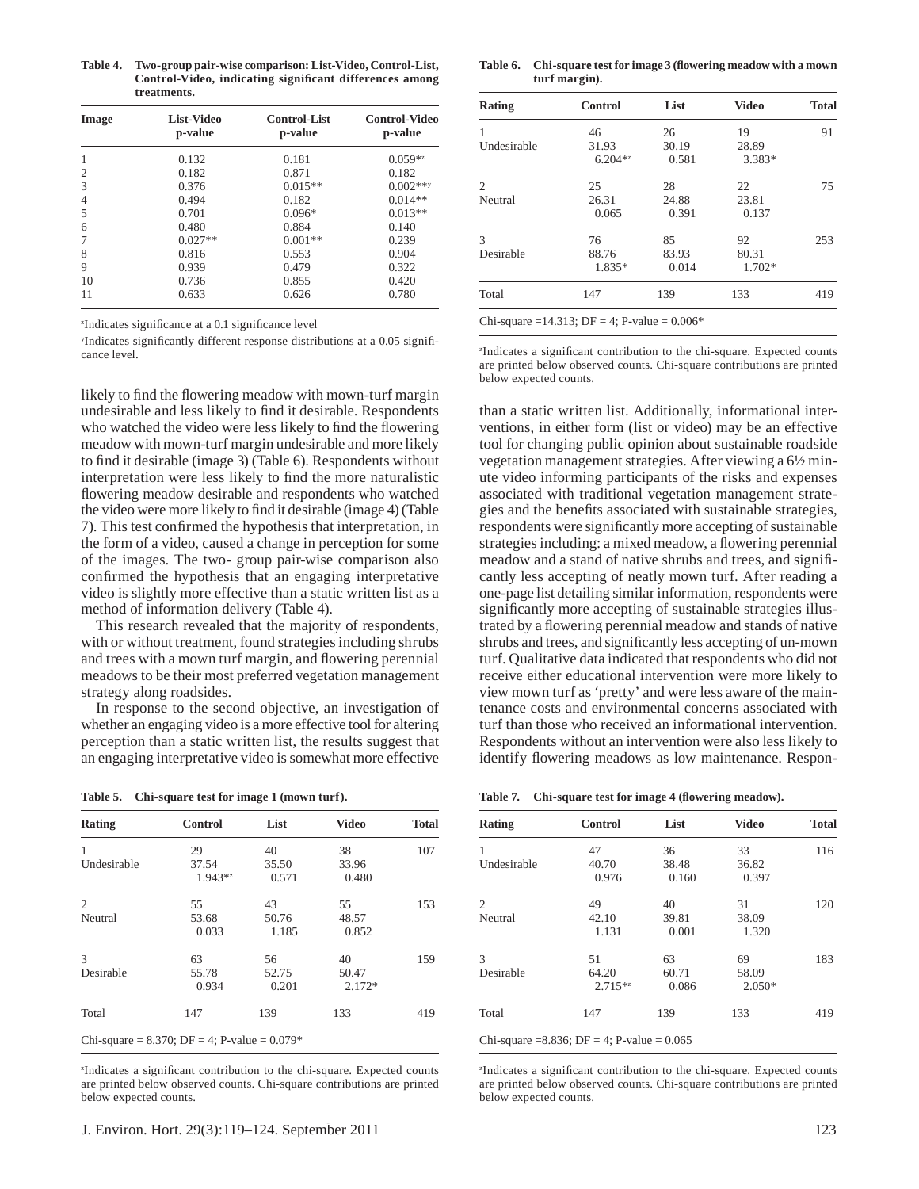**Table 4. Two-group pair-wise comparison: List-Video, Control-List, Control-Video, indicating significant differences among treatments.**

| Image | List-Video p-value | Control-List p-value | Control-Video p-value |
|---|---|---|---|
| 1 | 0.132 | 0.181 | 0.059*[z] |
| 2 | 0.182 | 0.871 | 0.182 |
| 3 | 0.376 | 0.015** | 0.002**[y] |
| 4 | 0.494 | 0.182 | 0.014** |
| 5 | 0.701 | 0.096* | 0.013** |
| 6 | 0.480 | 0.884 | 0.140 |
| 7 | 0.027** | 0.001** | 0.239 |
| 8 | 0.816 | 0.553 | 0.904 |
| 9 | 0.939 | 0.479 | 0.322 |
| 10 | 0.736 | 0.855 | 0.420 |
| 11 | 0.633 | 0.626 | 0.780 |

[z]Indicates significance at a 0.1 significance level

[y]Indicates significantly different response distributions at a 0.05 significance level.

likely to find the flowering meadow with mown-turf margin undesirable and less likely to find it desirable. Respondents who watched the video were less likely to find the flowering meadow with mown-turf margin undesirable and more likely to find it desirable (image 3) (Table 6). Respondents without interpretation were less likely to find the more naturalistic flowering meadow desirable and respondents who watched the video were more likely to find it desirable (image 4) (Table 7). This test confirmed the hypothesis that interpretation, in the form of a video, caused a change in perception for some of the images. The two- group pair-wise comparison also confirmed the hypothesis that an engaging interpretative video is slightly more effective than a static written list as a method of information delivery (Table 4).

This research revealed that the majority of respondents, with or without treatment, found strategies including shrubs and trees with a mown turf margin, and flowering perennial meadows to be their most preferred vegetation management strategy along roadsides.

In response to the second objective, an investigation of whether an engaging video is a more effective tool for altering perception than a static written list, the results suggest that an engaging interpretative video is somewhat more effective than a static written list. Additionally, informational interventions, in either form (list or video) may be an effective tool for changing public opinion about sustainable roadside vegetation management strategies. After viewing a 6½ minute video informing participants of the risks and expenses associated with traditional vegetation management strategies and the benefits associated with sustainable strategies, respondents were significantly more accepting of sustainable strategies including: a mixed meadow, a flowering perennial meadow and a stand of native shrubs and trees, and significantly less accepting of neatly mown turf. After reading a one-page list detailing similar information, respondents were significantly more accepting of sustainable strategies illustrated by a flowering perennial meadow and stands of native shrubs and trees, and significantly less accepting of un-mown turf. Qualitative data indicated that respondents who did not receive either educational intervention were more likely to view mown turf as 'pretty' and were less aware of the maintenance costs and environmental concerns associated with turf than those who received an informational intervention. Respondents without an intervention were also less likely to identify flowering meadows as low maintenance. Respon-

**Table 5. Chi-square test for image 1 (mown turf).**

| Rating | Control | List | Video | Total |
|---|---|---|---|---|
| 1 Undesirable | 29<br>37.54<br>1.943*[z] | 40<br>35.50<br>0.571 | 38<br>33.96<br>0.480 | 107 |
| 2 Neutral | 55<br>53.68<br>0.033 | 43<br>50.76<br>1.185 | 55<br>48.57<br>0.852 | 153 |
| 3 Desirable | 63<br>55.78<br>0.934 | 56<br>52.75<br>0.201 | 40<br>50.47<br>2.172* | 159 |
| Total | 147 | 139 | 133 | 419 |

Chi-square = 8.370; DF = 4; P-value = 0.079*

[z]Indicates a significant contribution to the chi-square. Expected counts are printed below observed counts. Chi-square contributions are printed below expected counts.

**Table 6. Chi-square test for image 3 (flowering meadow with a mown turf margin).**

| Rating | Control | List | Video | Total |
|---|---|---|---|---|
| 1 Undesirable | 46<br>31.93<br>6.204*[z] | 26<br>30.19<br>0.581 | 19<br>28.89<br>3.383* | 91 |
| 2 Neutral | 25<br>26.31<br>0.065 | 28<br>24.88<br>0.391 | 22<br>23.81<br>0.137 | 75 |
| 3 Desirable | 76<br>88.76<br>1.835* | 85<br>83.93<br>0.014 | 92<br>80.31<br>1.702* | 253 |
| Total | 147 | 139 | 133 | 419 |

Chi-square =14.313; DF = 4; P-value = 0.006*

[z]Indicates a significant contribution to the chi-square. Expected counts are printed below observed counts. Chi-square contributions are printed below expected counts.

**Table 7. Chi-square test for image 4 (flowering meadow).**

| Rating | Control | List | Video | Total |
|---|---|---|---|---|
| 1 Undesirable | 47<br>40.70<br>0.976 | 36<br>38.48<br>0.160 | 33<br>36.82<br>0.397 | 116 |
| 2 Neutral | 49<br>42.10<br>1.131 | 40<br>39.81<br>0.001 | 31<br>38.09<br>1.320 | 120 |
| 3 Desirable | 51<br>64.20<br>2.715*[z] | 63<br>60.71<br>0.086 | 69<br>58.09<br>2.050* | 183 |
| Total | 147 | 139 | 133 | 419 |

Chi-square =8.836; DF = 4; P-value = 0.065

[z]Indicates a significant contribution to the chi-square. Expected counts are printed below observed counts. Chi-square contributions are printed below expected counts.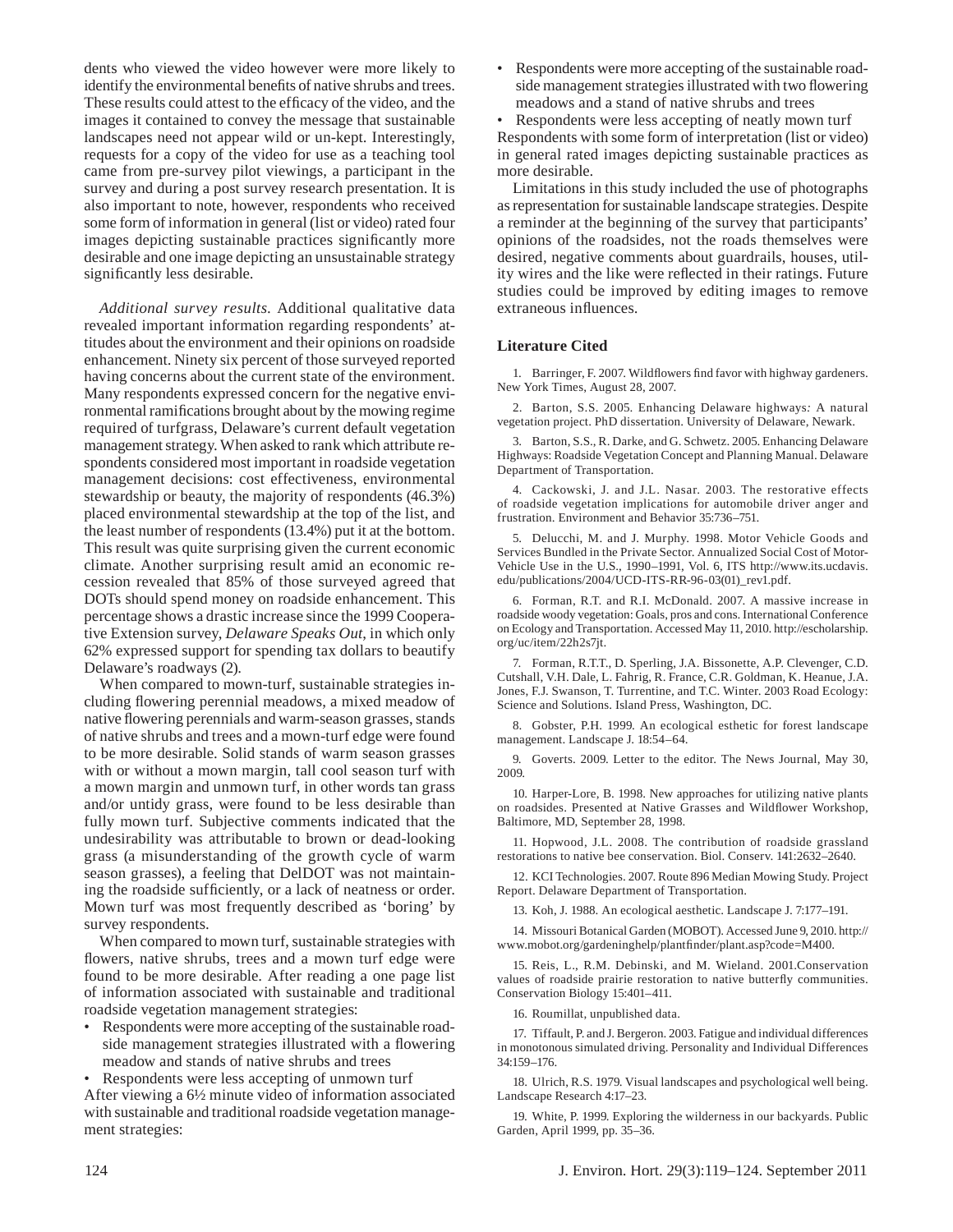dents who viewed the video however were more likely to identify the environmental benefits of native shrubs and trees. These results could attest to the efficacy of the video, and the images it contained to convey the message that sustainable landscapes need not appear wild or un-kept. Interestingly, requests for a copy of the video for use as a teaching tool came from pre-survey pilot viewings, a participant in the survey and during a post survey research presentation. It is also important to note, however, respondents who received some form of information in general (list or video) rated four images depicting sustainable practices significantly more desirable and one image depicting an unsustainable strategy significantly less desirable.

*Additional survey results.* Additional qualitative data revealed important information regarding respondents' attitudes about the environment and their opinions on roadside enhancement. Ninety six percent of those surveyed reported having concerns about the current state of the environment. Many respondents expressed concern for the negative environmental ramifications brought about by the mowing regime required of turfgrass, Delaware's current default vegetation management strategy. When asked to rank which attribute respondents considered most important in roadside vegetation management decisions: cost effectiveness, environmental stewardship or beauty, the majority of respondents (46.3%) placed environmental stewardship at the top of the list, and the least number of respondents (13.4%) put it at the bottom. This result was quite surprising given the current economic climate. Another surprising result amid an economic recession revealed that 85% of those surveyed agreed that DOTs should spend money on roadside enhancement. This percentage shows a drastic increase since the 1999 Cooperative Extension survey, *Delaware Speaks Out*, in which only 62% expressed support for spending tax dollars to beautify Delaware's roadways (2).

When compared to mown-turf, sustainable strategies including flowering perennial meadows, a mixed meadow of native flowering perennials and warm-season grasses, stands of native shrubs and trees and a mown-turf edge were found to be more desirable. Solid stands of warm season grasses with or without a mown margin, tall cool season turf with a mown margin and unmown turf, in other words tan grass and/or untidy grass, were found to be less desirable than fully mown turf. Subjective comments indicated that the undesirability was attributable to brown or dead-looking grass (a misunderstanding of the growth cycle of warm season grasses), a feeling that DelDOT was not maintaining the roadside sufficiently, or a lack of neatness or order. Mown turf was most frequently described as 'boring' by survey respondents.

When compared to mown turf, sustainable strategies with flowers, native shrubs, trees and a mown turf edge were found to be more desirable. After reading a one page list of information associated with sustainable and traditional roadside vegetation management strategies:

- Respondents were more accepting of the sustainable roadside management strategies illustrated with a flowering meadow and stands of native shrubs and trees
- Respondents were less accepting of unmown turf

After viewing a 6½ minute video of information associated with sustainable and traditional roadside vegetation management strategies:

- Respondents were more accepting of the sustainable roadside management strategies illustrated with two flowering meadows and a stand of native shrubs and trees
- Respondents were less accepting of neatly mown turf

Respondents with some form of interpretation (list or video) in general rated images depicting sustainable practices as more desirable.

Limitations in this study included the use of photographs as representation for sustainable landscape strategies. Despite a reminder at the beginning of the survey that participants' opinions of the roadsides, not the roads themselves were desired, negative comments about guardrails, houses, utility wires and the like were reflected in their ratings. Future studies could be improved by editing images to remove extraneous influences.

## Literature Cited

1. Barringer, F. 2007. Wildflowers find favor with highway gardeners. New York Times, August 28, 2007.

2. Barton, S.S. 2005. Enhancing Delaware highways: A natural vegetation project. PhD dissertation. University of Delaware, Newark.

3. Barton, S.S., R. Darke, and G. Schwetz. 2005. Enhancing Delaware Highways: Roadside Vegetation Concept and Planning Manual. Delaware Department of Transportation.

4. Cackowski, J. and J.L. Nasar. 2003. The restorative effects of roadside vegetation implications for automobile driver anger and frustration. Environment and Behavior 35:736–751.

5. Delucchi, M. and J. Murphy. 1998. Motor Vehicle Goods and Services Bundled in the Private Sector. Annualized Social Cost of Motor-Vehicle Use in the U.S., 1990–1991, Vol. 6, ITS http://www.its.ucdavis.edu/publications/2004/UCD-ITS-RR-96-03(01)_rev1.pdf.

6. Forman, R.T. and R.I. McDonald. 2007. A massive increase in roadside woody vegetation: Goals, pros and cons. International Conference on Ecology and Transportation. Accessed May 11, 2010. http://escholarship.org/uc/item/22h2s7jt.

7. Forman, R.T.T., D. Sperling, J.A. Bissonette, A.P. Clevenger, C.D. Cutshall, V.H. Dale, L. Fahrig, R. France, C.R. Goldman, K. Heanue, J.A. Jones, F.J. Swanson, T. Turrentine, and T.C. Winter. 2003 Road Ecology: Science and Solutions. Island Press, Washington, DC.

8. Gobster, P.H. 1999. An ecological esthetic for forest landscape management. Landscape J. 18:54–64.

9. Goverts. 2009. Letter to the editor. The News Journal, May 30, 2009.

10. Harper-Lore, B. 1998. New approaches for utilizing native plants on roadsides. Presented at Native Grasses and Wildflower Workshop, Baltimore, MD, September 28, 1998.

11. Hopwood, J.L. 2008. The contribution of roadside grassland restorations to native bee conservation. Biol. Conserv. 141:2632–2640.

12. KCI Technologies. 2007. Route 896 Median Mowing Study. Project Report. Delaware Department of Transportation.

13. Koh, J. 1988. An ecological aesthetic. Landscape J. 7:177–191.

14. Missouri Botanical Garden (MOBOT). Accessed June 9, 2010. http://www.mobot.org/gardeninghelp/plantfinder/plant.asp?code=M400.

15. Reis, L., R.M. Debinski, and M. Wieland. 2001.Conservation values of roadside prairie restoration to native butterfly communities. Conservation Biology 15:401–411.

16. Roumillat, unpublished data.

17. Tiffault, P. and J. Bergeron. 2003. Fatigue and individual differences in monotonous simulated driving. Personality and Individual Differences 34:159–176.

18. Ulrich, R.S. 1979. Visual landscapes and psychological well being. Landscape Research 4:17–23.

19. White, P. 1999. Exploring the wilderness in our backyards. Public Garden, April 1999, pp. 35–36.